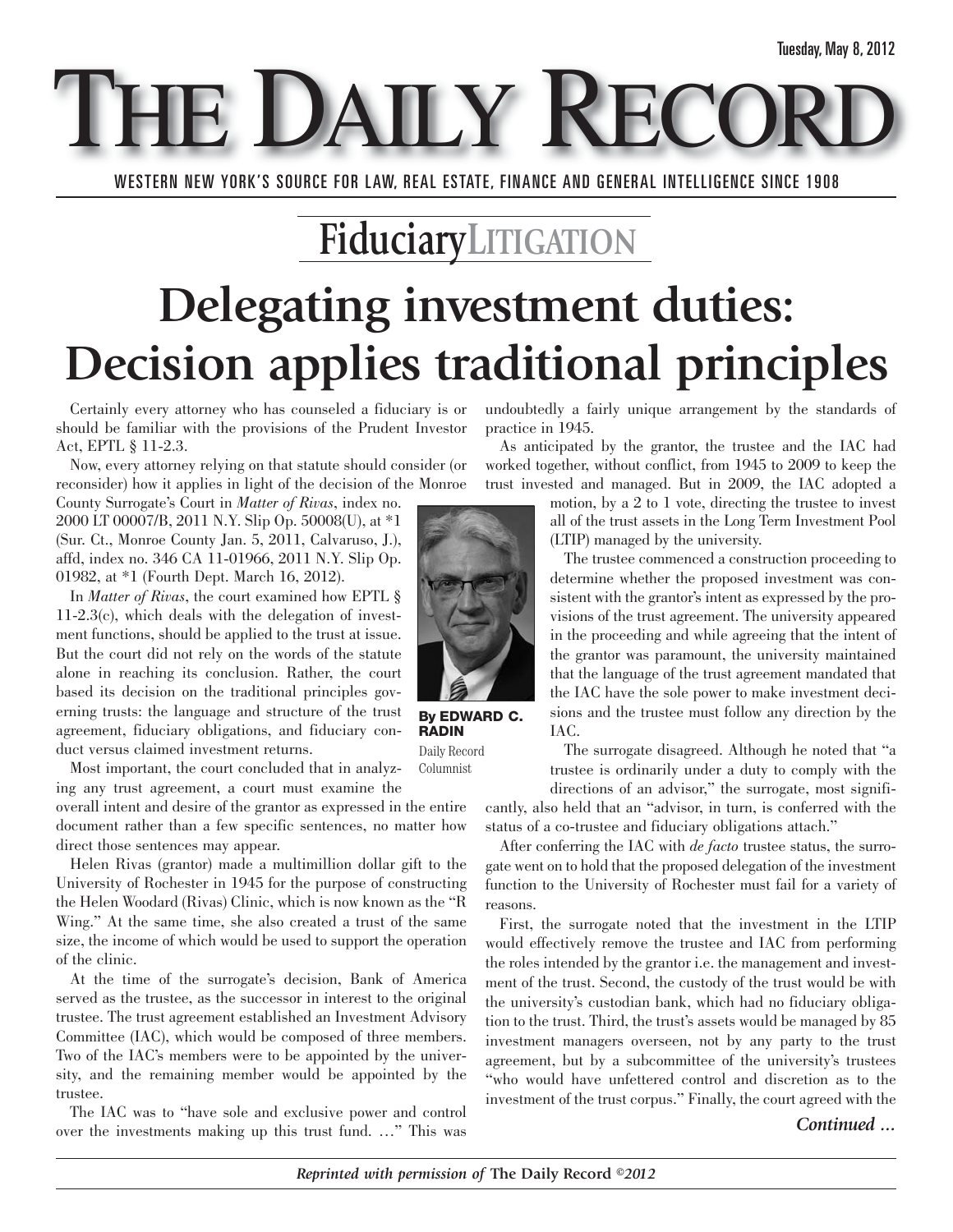Tuesday, May 8, 2012

# THE DAILY RECORD

WESTERN NEW YORK'S SOURCE FOR LAW, REAL ESTATE, FINANCE AND GENERAL INTELLIGENCE SINCE 1908

## FiduciaryLITIGATION

# Delegating investment duties: Decision applies traditional principles

**By EDWARD C. RADIN**
Daily Record Columnist

Certainly every attorney who has counseled a fiduciary is or should be familiar with the provisions of the Prudent Investor Act, EPTL § 11-2.3.

Now, every attorney relying on that statute should consider (or reconsider) how it applies in light of the decision of the Monroe County Surrogate's Court in *Matter of Rivas*, index no. 2000 LT 00007/B, 2011 N.Y. Slip Op. 50008(U), at *1 (Sur. Ct., Monroe County Jan. 5, 2011, Calvaruso, J.), affd, index no. 346 CA 11-01966, 2011 N.Y. Slip Op. 01982, at *1 (Fourth Dept. March 16, 2012).

In *Matter of Rivas*, the court examined how EPTL § 11-2.3(c), which deals with the delegation of investment functions, should be applied to the trust at issue. But the court did not rely on the words of the statute alone in reaching its conclusion. Rather, the court based its decision on the traditional principles governing trusts: the language and structure of the trust agreement, fiduciary obligations, and fiduciary conduct versus claimed investment returns.

Most important, the court concluded that in analyzing any trust agreement, a court must examine the overall intent and desire of the grantor as expressed in the entire document rather than a few specific sentences, no matter how direct those sentences may appear.

Helen Rivas (grantor) made a multimillion dollar gift to the University of Rochester in 1945 for the purpose of constructing the Helen Woodard (Rivas) Clinic, which is now known as the "R Wing." At the same time, she also created a trust of the same size, the income of which would be used to support the operation of the clinic.

At the time of the surrogate's decision, Bank of America served as the trustee, as the successor in interest to the original trustee. The trust agreement established an Investment Advisory Committee (IAC), which would be composed of three members. Two of the IAC's members were to be appointed by the university, and the remaining member would be appointed by the trustee.

The IAC was to "have sole and exclusive power and control over the investments making up this trust fund. …" This was undoubtedly a fairly unique arrangement by the standards of practice in 1945.

As anticipated by the grantor, the trustee and the IAC had worked together, without conflict, from 1945 to 2009 to keep the trust invested and managed. But in 2009, the IAC adopted a motion, by a 2 to 1 vote, directing the trustee to invest all of the trust assets in the Long Term Investment Pool (LTIP) managed by the university.

The trustee commenced a construction proceeding to determine whether the proposed investment was consistent with the grantor's intent as expressed by the provisions of the trust agreement. The university appeared in the proceeding and while agreeing that the intent of the grantor was paramount, the university maintained that the language of the trust agreement mandated that the IAC have the sole power to make investment decisions and the trustee must follow any direction by the IAC.

The surrogate disagreed. Although he noted that "a trustee is ordinarily under a duty to comply with the directions of an advisor," the surrogate, most significantly, also held that an "advisor, in turn, is conferred with the status of a co-trustee and fiduciary obligations attach."

After conferring the IAC with *de facto* trustee status, the surrogate went on to hold that the proposed delegation of the investment function to the University of Rochester must fail for a variety of reasons.

First, the surrogate noted that the investment in the LTIP would effectively remove the trustee and IAC from performing the roles intended by the grantor i.e. the management and investment of the trust. Second, the custody of the trust would be with the university's custodian bank, which had no fiduciary obligation to the trust. Third, the trust's assets would be managed by 85 investment managers overseen, not by any party to the trust agreement, but by a subcommittee of the university's trustees "who would have unfettered control and discretion as to the investment of the trust corpus." Finally, the court agreed with the

*Continued …*

*Reprinted with permission of* **The Daily Record** *©2012*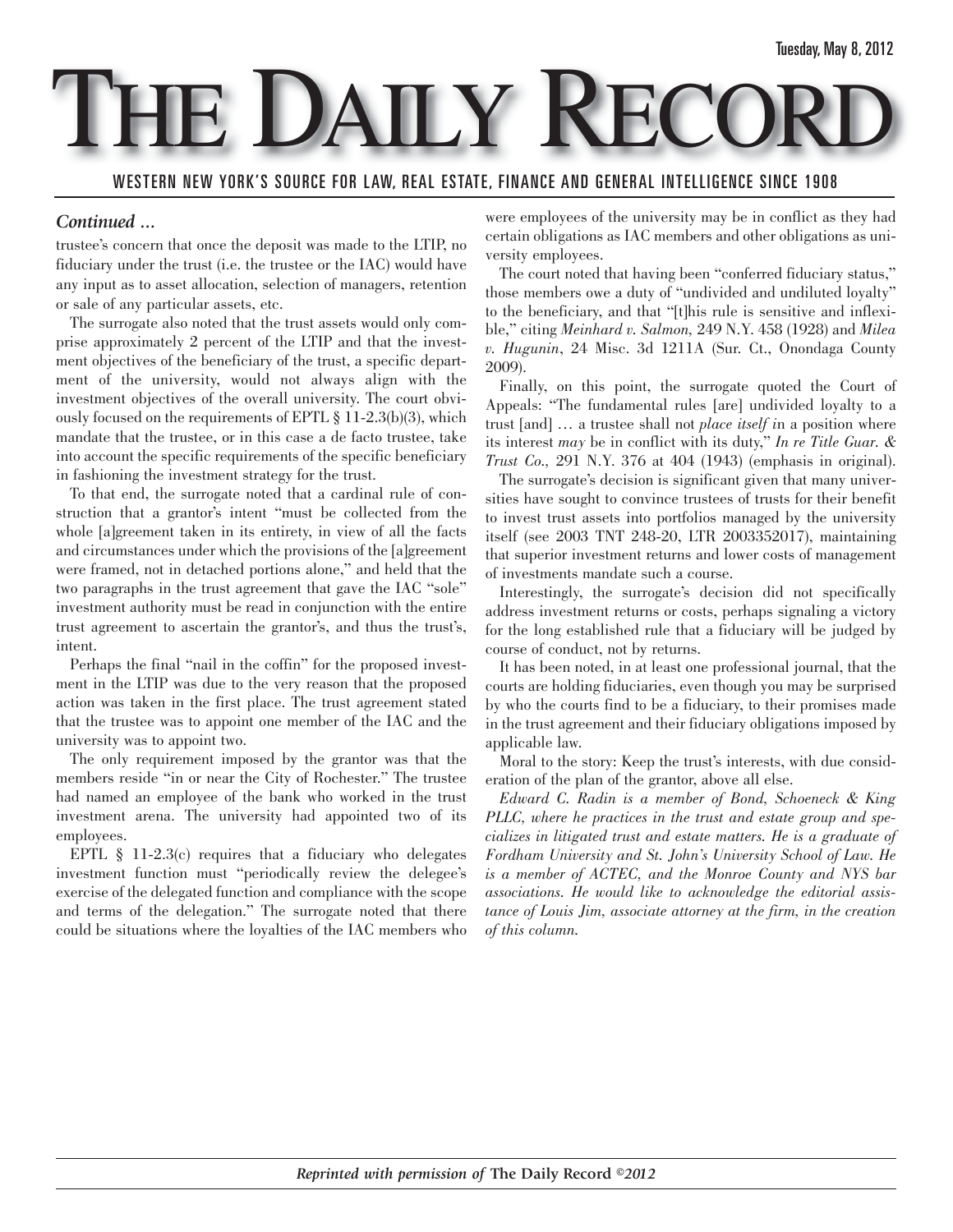*Continued ...*

trustee's concern that once the deposit was made to the LTIP, no fiduciary under the trust (i.e. the trustee or the IAC) would have any input as to asset allocation, selection of managers, retention or sale of any particular assets, etc.

The surrogate also noted that the trust assets would only comprise approximately 2 percent of the LTIP and that the investment objectives of the beneficiary of the trust, a specific department of the university, would not always align with the investment objectives of the overall university. The court obviously focused on the requirements of EPTL § 11-2.3(b)(3), which mandate that the trustee, or in this case a de facto trustee, take into account the specific requirements of the specific beneficiary in fashioning the investment strategy for the trust.

To that end, the surrogate noted that a cardinal rule of construction that a grantor's intent "must be collected from the whole [a]greement taken in its entirety, in view of all the facts and circumstances under which the provisions of the [a]greement were framed, not in detached portions alone," and held that the two paragraphs in the trust agreement that gave the IAC "sole" investment authority must be read in conjunction with the entire trust agreement to ascertain the grantor's, and thus the trust's, intent.

Perhaps the final "nail in the coffin" for the proposed investment in the LTIP was due to the very reason that the proposed action was taken in the first place. The trust agreement stated that the trustee was to appoint one member of the IAC and the university was to appoint two.

The only requirement imposed by the grantor was that the members reside "in or near the City of Rochester." The trustee had named an employee of the bank who worked in the trust investment arena. The university had appointed two of its employees.

EPTL § 11-2.3(c) requires that a fiduciary who delegates investment function must "periodically review the delegee's exercise of the delegated function and compliance with the scope and terms of the delegation." The surrogate noted that there could be situations where the loyalties of the IAC members who were employees of the university may be in conflict as they had certain obligations as IAC members and other obligations as university employees.

The court noted that having been "conferred fiduciary status," those members owe a duty of "undivided and undiluted loyalty" to the beneficiary, and that "[t]his rule is sensitive and inflexible," citing *Meinhard v. Salmon*, 249 N.Y. 458 (1928) and *Milea v. Hugunin*, 24 Misc. 3d 1211A (Sur. Ct., Onondaga County 2009).

Finally, on this point, the surrogate quoted the Court of Appeals: "The fundamental rules [are] undivided loyalty to a trust [and] … a trustee shall not *place itself i*n a position where its interest *may* be in conflict with its duty," *In re Title Guar. & Trust Co.*, 291 N.Y. 376 at 404 (1943) (emphasis in original).

The surrogate's decision is significant given that many universities have sought to convince trustees of trusts for their benefit to invest trust assets into portfolios managed by the university itself (see 2003 TNT 248-20, LTR 2003352017), maintaining that superior investment returns and lower costs of management of investments mandate such a course.

Interestingly, the surrogate's decision did not specifically address investment returns or costs, perhaps signaling a victory for the long established rule that a fiduciary will be judged by course of conduct, not by returns.

It has been noted, in at least one professional journal, that the courts are holding fiduciaries, even though you may be surprised by who the courts find to be a fiduciary, to their promises made in the trust agreement and their fiduciary obligations imposed by applicable law.

Moral to the story: Keep the trust's interests, with due consideration of the plan of the grantor, above all else.

*Edward C. Radin is a member of Bond, Schoeneck & King PLLC, where he practices in the trust and estate group and specializes in litigated trust and estate matters. He is a graduate of Fordham University and St. John's University School of Law. He is a member of ACTEC, and the Monroe County and NYS bar associations. He would like to acknowledge the editorial assistance of Louis Jim, associate attorney at the firm, in the creation of this column.*

*Reprinted with permission of* **The Daily Record** *©2012*